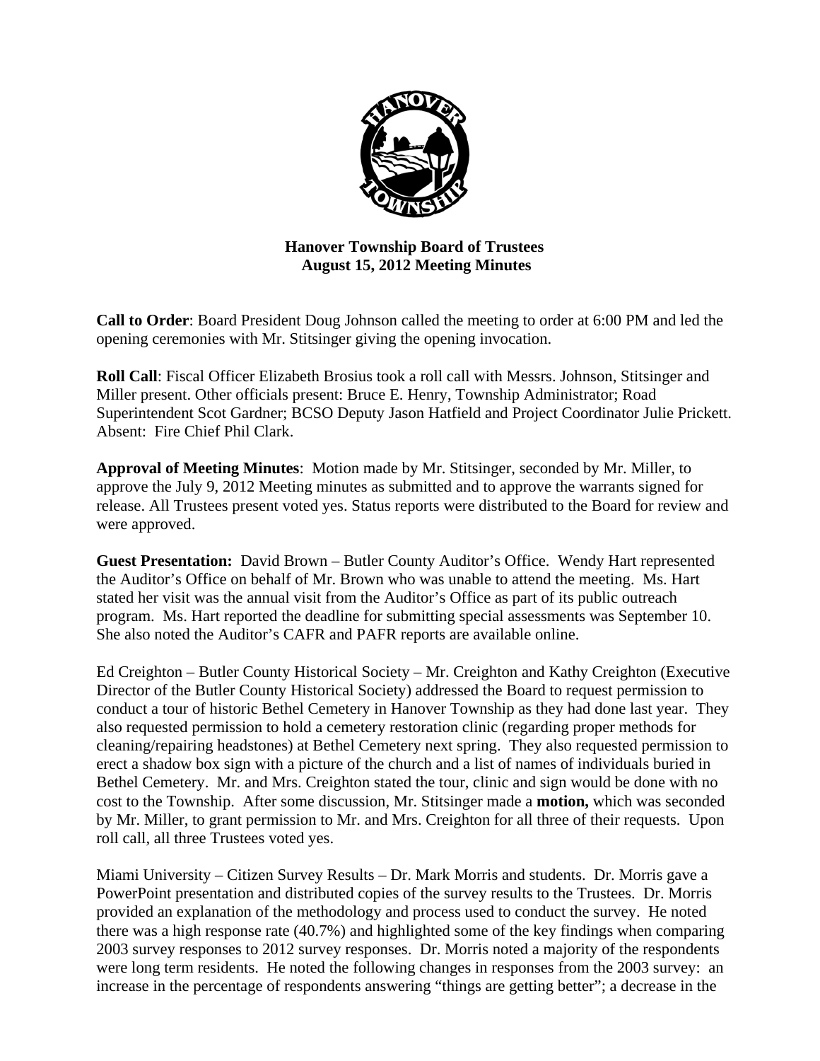**Hanover Township Board of Trustees**
**August 15, 2012 Meeting Minutes**

**Call to Order**: Board President Doug Johnson called the meeting to order at 6:00 PM and led the opening ceremonies with Mr. Stitsinger giving the opening invocation.

**Roll Call**: Fiscal Officer Elizabeth Brosius took a roll call with Messrs. Johnson, Stitsinger and Miller present. Other officials present: Bruce E. Henry, Township Administrator; Road Superintendent Scot Gardner; BCSO Deputy Jason Hatfield and Project Coordinator Julie Prickett. Absent: Fire Chief Phil Clark.

**Approval of Meeting Minutes**: Motion made by Mr. Stitsinger, seconded by Mr. Miller, to approve the July 9, 2012 Meeting minutes as submitted and to approve the warrants signed for release. All Trustees present voted yes. Status reports were distributed to the Board for review and were approved.

**Guest Presentation:** David Brown – Butler County Auditor's Office. Wendy Hart represented the Auditor's Office on behalf of Mr. Brown who was unable to attend the meeting. Ms. Hart stated her visit was the annual visit from the Auditor's Office as part of its public outreach program. Ms. Hart reported the deadline for submitting special assessments was September 10. She also noted the Auditor's CAFR and PAFR reports are available online.

Ed Creighton – Butler County Historical Society – Mr. Creighton and Kathy Creighton (Executive Director of the Butler County Historical Society) addressed the Board to request permission to conduct a tour of historic Bethel Cemetery in Hanover Township as they had done last year. They also requested permission to hold a cemetery restoration clinic (regarding proper methods for cleaning/repairing headstones) at Bethel Cemetery next spring. They also requested permission to erect a shadow box sign with a picture of the church and a list of names of individuals buried in Bethel Cemetery. Mr. and Mrs. Creighton stated the tour, clinic and sign would be done with no cost to the Township. After some discussion, Mr. Stitsinger made a **motion,** which was seconded by Mr. Miller, to grant permission to Mr. and Mrs. Creighton for all three of their requests. Upon roll call, all three Trustees voted yes.

Miami University – Citizen Survey Results – Dr. Mark Morris and students. Dr. Morris gave a PowerPoint presentation and distributed copies of the survey results to the Trustees. Dr. Morris provided an explanation of the methodology and process used to conduct the survey. He noted there was a high response rate (40.7%) and highlighted some of the key findings when comparing 2003 survey responses to 2012 survey responses. Dr. Morris noted a majority of the respondents were long term residents. He noted the following changes in responses from the 2003 survey: an increase in the percentage of respondents answering "things are getting better"; a decrease in the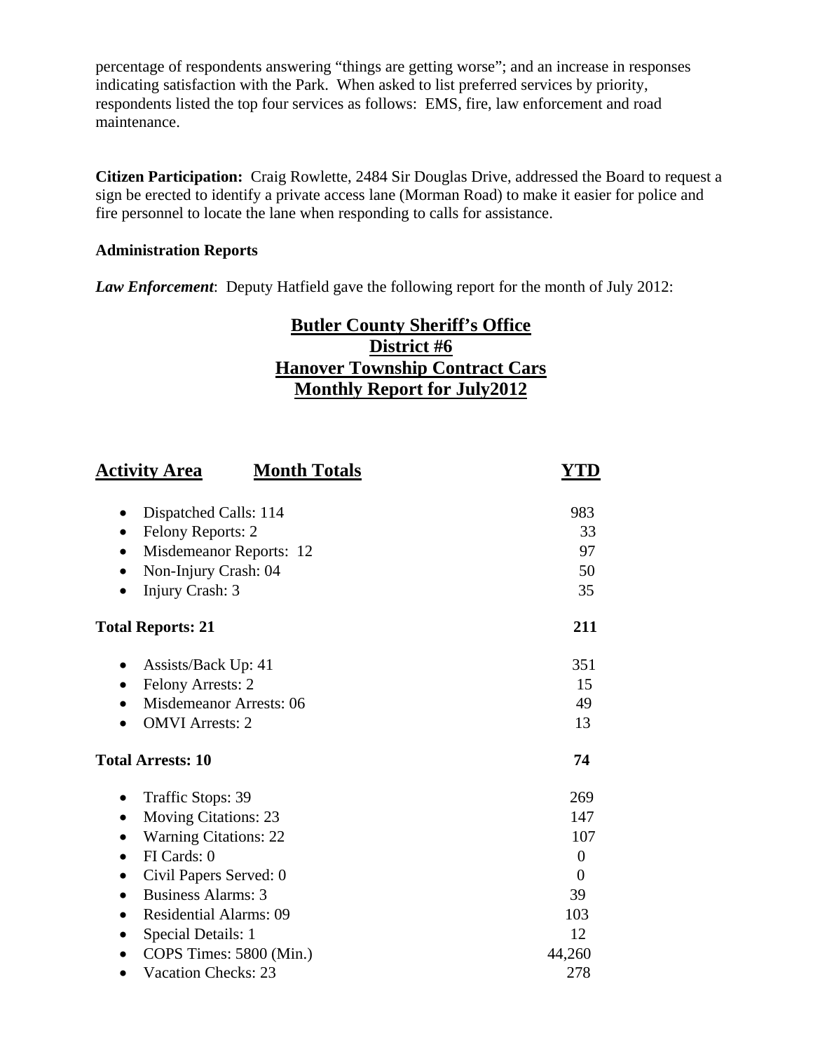percentage of respondents answering "things are getting worse"; and an increase in responses indicating satisfaction with the Park. When asked to list preferred services by priority, respondents listed the top four services as follows: EMS, fire, law enforcement and road maintenance.

**Citizen Participation:** Craig Rowlette, 2484 Sir Douglas Drive, addressed the Board to request a sign be erected to identify a private access lane (Morman Road) to make it easier for police and fire personnel to locate the lane when responding to calls for assistance.

**Administration Reports**

***Law Enforcement***: Deputy Hatfield gave the following report for the month of July 2012:

## Butler County Sheriff's Office
## District #6
## Hanover Township Contract Cars
## Monthly Report for July2012

| Activity Area | Month Totals | YTD |
|---|---|---|
| • Dispatched Calls: 114 | | 983 |
| • Felony Reports: 2 | | 33 |
| • Misdemeanor Reports: 12 | | 97 |
| • Non-Injury Crash: 04 | | 50 |
| • Injury Crash: 3 | | 35 |
| **Total Reports: 21** | | **211** |
| • Assists/Back Up: 41 | | 351 |
| • Felony Arrests: 2 | | 15 |
| • Misdemeanor Arrests: 06 | | 49 |
| • OMVI Arrests: 2 | | 13 |
| **Total Arrests: 10** | | **74** |
| • Traffic Stops: 39 | | 269 |
| • Moving Citations: 23 | | 147 |
| • Warning Citations: 22 | | 107 |
| • FI Cards: 0 | | 0 |
| • Civil Papers Served: 0 | | 0 |
| • Business Alarms: 3 | | 39 |
| • Residential Alarms: 09 | | 103 |
| • Special Details: 1 | | 12 |
| • COPS Times: 5800 (Min.) | | 44,260 |
| • Vacation Checks: 23 | | 278 |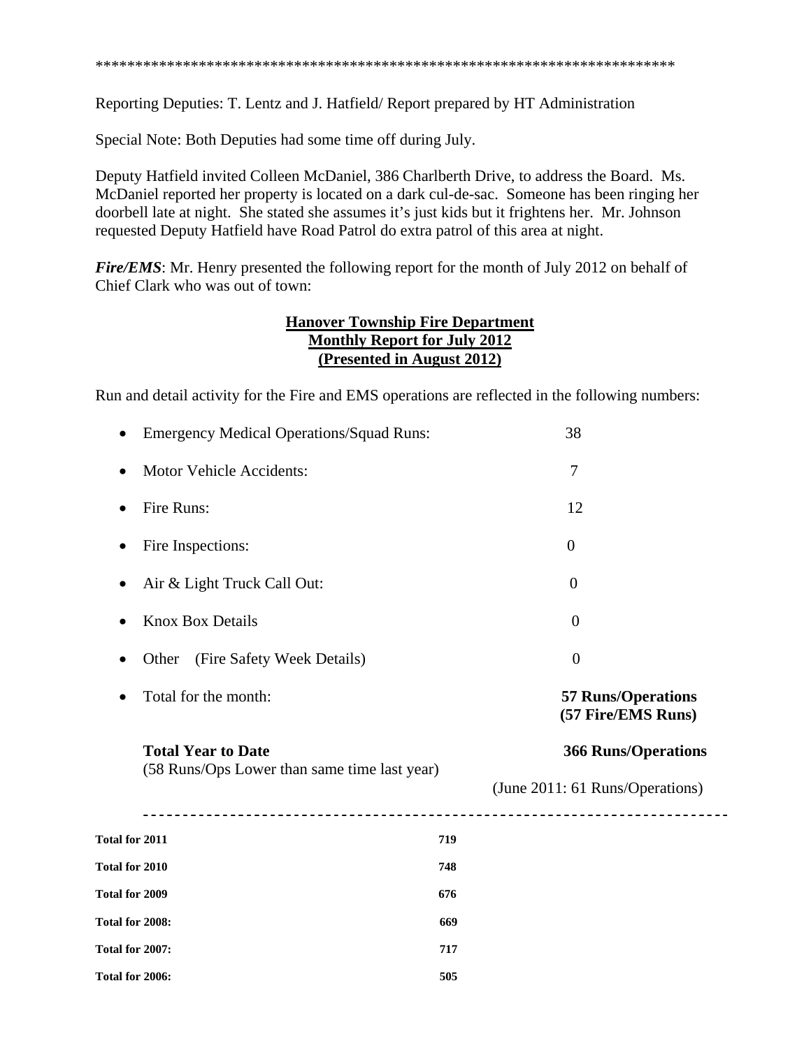***************************************************************************

Reporting Deputies: T. Lentz and J. Hatfield/ Report prepared by HT Administration

Special Note: Both Deputies had some time off during July.

Deputy Hatfield invited Colleen McDaniel, 386 Charlberth Drive, to address the Board. Ms. McDaniel reported her property is located on a dark cul-de-sac. Someone has been ringing her doorbell late at night. She stated she assumes it's just kids but it frightens her. Mr. Johnson requested Deputy Hatfield have Road Patrol do extra patrol of this area at night.

***Fire/EMS***: Mr. Henry presented the following report for the month of July 2012 on behalf of Chief Clark who was out of town:

**Hanover Township Fire Department**
**Monthly Report for July 2012**
**(Presented in August 2012)**

Run and detail activity for the Fire and EMS operations are reflected in the following numbers:

- Emergency Medical Operations/Squad Runs: 38
- Motor Vehicle Accidents: 7
- Fire Runs: 12
- Fire Inspections: 0
- Air & Light Truck Call Out: 0
- Knox Box Details 0
- Other (Fire Safety Week Details) 0
- Total for the month: **57 Runs/Operations (57 Fire/EMS Runs)**

**Total Year to Date** **366 Runs/Operations**
(58 Runs/Ops Lower than same time last year)
(June 2011: 61 Runs/Operations)

---

| | |
|---|---|
| **Total for 2011** | **719** |
| **Total for 2010** | **748** |
| **Total for 2009** | **676** |
| **Total for 2008:** | **669** |
| **Total for 2007:** | **717** |
| **Total for 2006:** | **505** |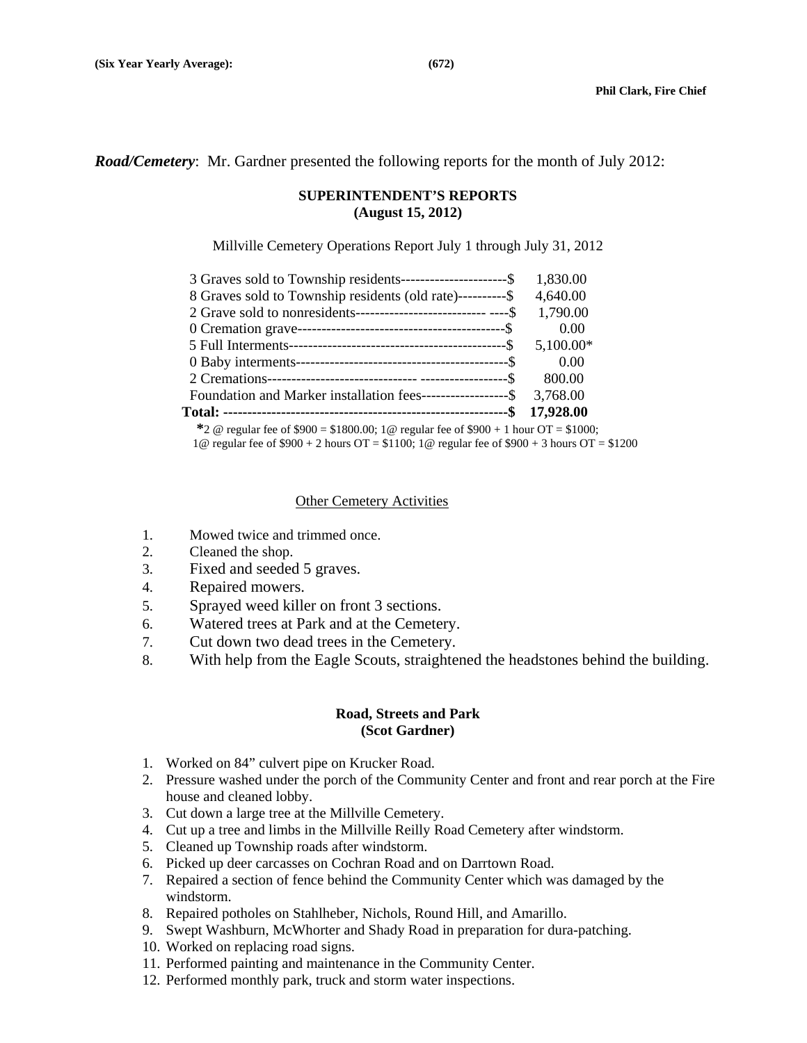**(Six Year Yearly Average): (672)**

**Phil Clark, Fire Chief**

***Road/Cemetery***: Mr. Gardner presented the following reports for the month of July 2012:

**SUPERINTENDENT'S REPORTS**
**(August 15, 2012)**

Millville Cemetery Operations Report July 1 through July 31, 2012

| | |
|---|---|
| 3 Graves sold to Township residents----------------------$ | 1,830.00 |
| 8 Graves sold to Township residents (old rate)----------$ | 4,640.00 |
| 2 Grave sold to nonresidents--------------------------- ----$ | 1,790.00 |
| 0 Cremation grave-------------------------------------------$ | 0.00 |
| 5 Full Interments--------------------------------------------$ | 5,100.00* |
| 0 Baby interments-------------------------------------------$ | 0.00 |
| 2 Cremations------------------------------ -----------------$ | 800.00 |
| Foundation and Marker installation fees------------------$ | 3,768.00 |
| **Total: -----------------------------------------------------------$** | **17,928.00** |

**\***2 @ regular fee of $900 = $1800.00; 1@ regular fee of $900 + 1 hour OT = $1000; 1@ regular fee of $900 + 2 hours OT = $1100; 1@ regular fee of $900 + 3 hours OT = $1200

Other Cemetery Activities

1. Mowed twice and trimmed once.
2. Cleaned the shop.
3. Fixed and seeded 5 graves.
4. Repaired mowers.
5. Sprayed weed killer on front 3 sections.
6. Watered trees at Park and at the Cemetery.
7. Cut down two dead trees in the Cemetery.
8. With help from the Eagle Scouts, straightened the headstones behind the building.

**Road, Streets and Park**
**(Scot Gardner)**

1. Worked on 84" culvert pipe on Krucker Road.
2. Pressure washed under the porch of the Community Center and front and rear porch at the Fire house and cleaned lobby.
3. Cut down a large tree at the Millville Cemetery.
4. Cut up a tree and limbs in the Millville Reilly Road Cemetery after windstorm.
5. Cleaned up Township roads after windstorm.
6. Picked up deer carcasses on Cochran Road and on Darrtown Road.
7. Repaired a section of fence behind the Community Center which was damaged by the windstorm.
8. Repaired potholes on Stahlheber, Nichols, Round Hill, and Amarillo.
9. Swept Washburn, McWhorter and Shady Road in preparation for dura-patching.
10. Worked on replacing road signs.
11. Performed painting and maintenance in the Community Center.
12. Performed monthly park, truck and storm water inspections.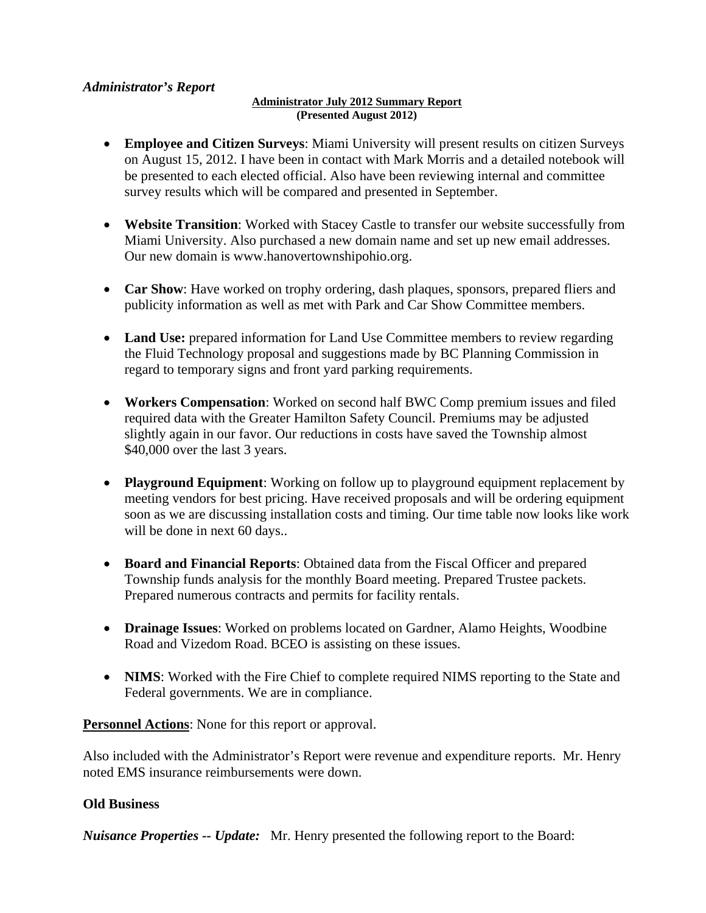*Administrator's Report*

**Administrator July 2012 Summary Report**
**(Presented August 2012)**

- **Employee and Citizen Surveys**: Miami University will present results on citizen Surveys on August 15, 2012. I have been in contact with Mark Morris and a detailed notebook will be presented to each elected official. Also have been reviewing internal and committee survey results which will be compared and presented in September.

- **Website Transition**: Worked with Stacey Castle to transfer our website successfully from Miami University. Also purchased a new domain name and set up new email addresses. Our new domain is www.hanovertownshipohio.org.

- **Car Show**: Have worked on trophy ordering, dash plaques, sponsors, prepared fliers and publicity information as well as met with Park and Car Show Committee members.

- **Land Use:** prepared information for Land Use Committee members to review regarding the Fluid Technology proposal and suggestions made by BC Planning Commission in regard to temporary signs and front yard parking requirements.

- **Workers Compensation**: Worked on second half BWC Comp premium issues and filed required data with the Greater Hamilton Safety Council. Premiums may be adjusted slightly again in our favor. Our reductions in costs have saved the Township almost $40,000 over the last 3 years.

- **Playground Equipment**: Working on follow up to playground equipment replacement by meeting vendors for best pricing. Have received proposals and will be ordering equipment soon as we are discussing installation costs and timing. Our time table now looks like work will be done in next 60 days..

- **Board and Financial Reports**: Obtained data from the Fiscal Officer and prepared Township funds analysis for the monthly Board meeting. Prepared Trustee packets. Prepared numerous contracts and permits for facility rentals.

- **Drainage Issues**: Worked on problems located on Gardner, Alamo Heights, Woodbine Road and Vizedom Road. BCEO is assisting on these issues.

- **NIMS**: Worked with the Fire Chief to complete required NIMS reporting to the State and Federal governments. We are in compliance.

**Personnel Actions**: None for this report or approval.

Also included with the Administrator's Report were revenue and expenditure reports. Mr. Henry noted EMS insurance reimbursements were down.

**Old Business**

***Nuisance Properties -- Update:*** Mr. Henry presented the following report to the Board: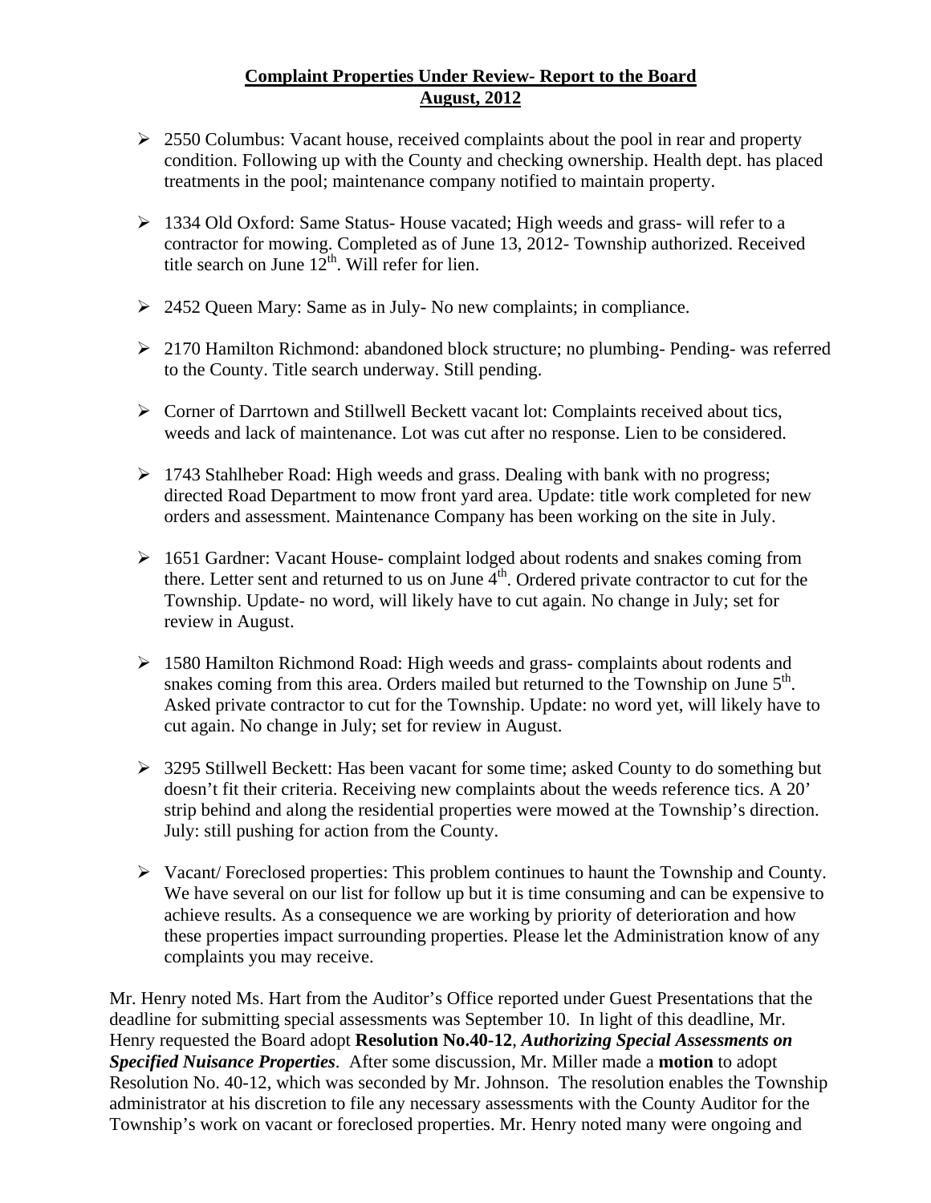**Complaint Properties Under Review- Report to the Board**
**August, 2012**

- 2550 Columbus: Vacant house, received complaints about the pool in rear and property condition. Following up with the County and checking ownership. Health dept. has placed treatments in the pool; maintenance company notified to maintain property.

- 1334 Old Oxford: Same Status- House vacated; High weeds and grass- will refer to a contractor for mowing. Completed as of June 13, 2012- Township authorized. Received title search on June 12th. Will refer for lien.

- 2452 Queen Mary: Same as in July- No new complaints; in compliance.

- 2170 Hamilton Richmond: abandoned block structure; no plumbing- Pending- was referred to the County. Title search underway. Still pending.

- Corner of Darrtown and Stillwell Beckett vacant lot: Complaints received about tics, weeds and lack of maintenance. Lot was cut after no response. Lien to be considered.

- 1743 Stahlheber Road: High weeds and grass. Dealing with bank with no progress; directed Road Department to mow front yard area. Update: title work completed for new orders and assessment. Maintenance Company has been working on the site in July.

- 1651 Gardner: Vacant House- complaint lodged about rodents and snakes coming from there. Letter sent and returned to us on June 4th. Ordered private contractor to cut for the Township. Update- no word, will likely have to cut again. No change in July; set for review in August.

- 1580 Hamilton Richmond Road: High weeds and grass- complaints about rodents and snakes coming from this area. Orders mailed but returned to the Township on June 5th. Asked private contractor to cut for the Township. Update: no word yet, will likely have to cut again. No change in July; set for review in August.

- 3295 Stillwell Beckett: Has been vacant for some time; asked County to do something but doesn't fit their criteria. Receiving new complaints about the weeds reference tics. A 20' strip behind and along the residential properties were mowed at the Township's direction. July: still pushing for action from the County.

- Vacant/ Foreclosed properties: This problem continues to haunt the Township and County. We have several on our list for follow up but it is time consuming and can be expensive to achieve results. As a consequence we are working by priority of deterioration and how these properties impact surrounding properties. Please let the Administration know of any complaints you may receive.

Mr. Henry noted Ms. Hart from the Auditor's Office reported under Guest Presentations that the deadline for submitting special assessments was September 10. In light of this deadline, Mr. Henry requested the Board adopt **Resolution No.40-12**, ***Authorizing Special Assessments on Specified Nuisance Properties***. After some discussion, Mr. Miller made a **motion** to adopt Resolution No. 40-12, which was seconded by Mr. Johnson. The resolution enables the Township administrator at his discretion to file any necessary assessments with the County Auditor for the Township's work on vacant or foreclosed properties. Mr. Henry noted many were ongoing and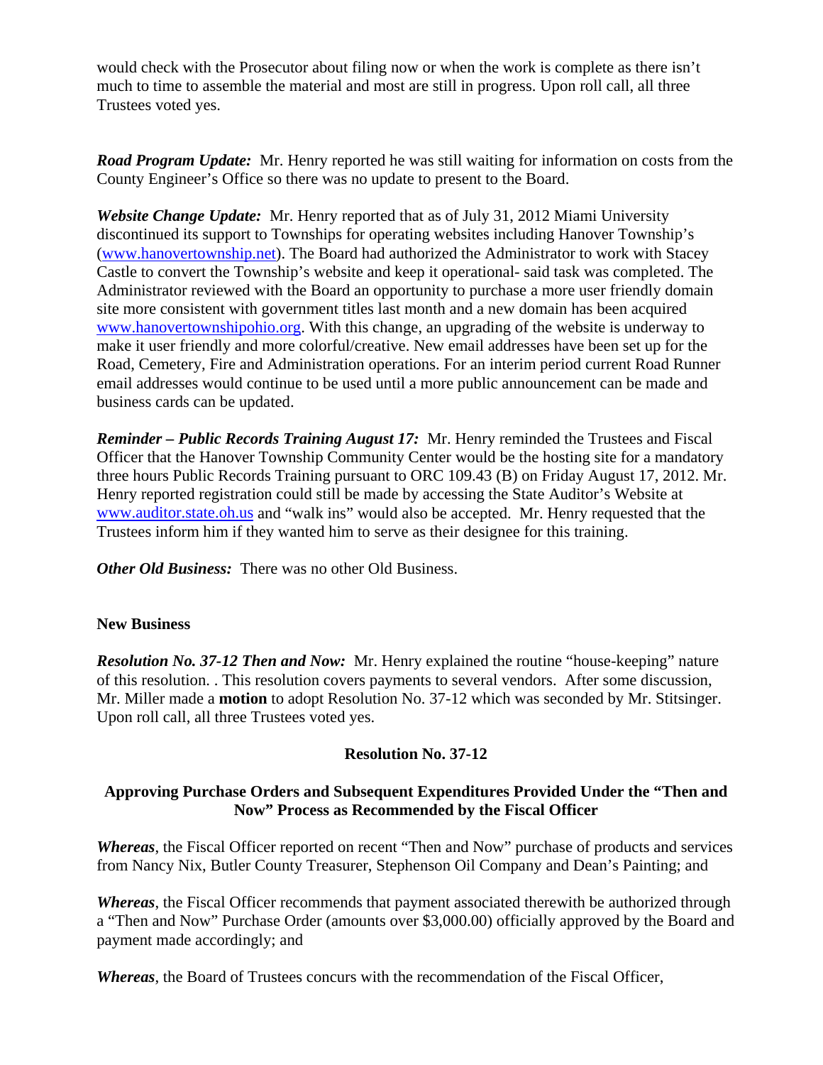would check with the Prosecutor about filing now or when the work is complete as there isn't much to time to assemble the material and most are still in progress. Upon roll call, all three Trustees voted yes.

***Road Program Update:*** Mr. Henry reported he was still waiting for information on costs from the County Engineer's Office so there was no update to present to the Board.

***Website Change Update:*** Mr. Henry reported that as of July 31, 2012 Miami University discontinued its support to Townships for operating websites including Hanover Township's (www.hanovertownship.net). The Board had authorized the Administrator to work with Stacey Castle to convert the Township's website and keep it operational- said task was completed. The Administrator reviewed with the Board an opportunity to purchase a more user friendly domain site more consistent with government titles last month and a new domain has been acquired www.hanovertownshipohio.org. With this change, an upgrading of the website is underway to make it user friendly and more colorful/creative. New email addresses have been set up for the Road, Cemetery, Fire and Administration operations. For an interim period current Road Runner email addresses would continue to be used until a more public announcement can be made and business cards can be updated.

***Reminder – Public Records Training August 17:*** Mr. Henry reminded the Trustees and Fiscal Officer that the Hanover Township Community Center would be the hosting site for a mandatory three hours Public Records Training pursuant to ORC 109.43 (B) on Friday August 17, 2012. Mr. Henry reported registration could still be made by accessing the State Auditor's Website at www.auditor.state.oh.us and "walk ins" would also be accepted. Mr. Henry requested that the Trustees inform him if they wanted him to serve as their designee for this training.

***Other Old Business:*** There was no other Old Business.

**New Business**

***Resolution No. 37-12 Then and Now:*** Mr. Henry explained the routine "house-keeping" nature of this resolution. . This resolution covers payments to several vendors. After some discussion, Mr. Miller made a **motion** to adopt Resolution No. 37-12 which was seconded by Mr. Stitsinger. Upon roll call, all three Trustees voted yes.

**Resolution No. 37-12**

**Approving Purchase Orders and Subsequent Expenditures Provided Under the "Then and Now" Process as Recommended by the Fiscal Officer**

***Whereas***, the Fiscal Officer reported on recent "Then and Now" purchase of products and services from Nancy Nix, Butler County Treasurer, Stephenson Oil Company and Dean's Painting; and

***Whereas***, the Fiscal Officer recommends that payment associated therewith be authorized through a "Then and Now" Purchase Order (amounts over $3,000.00) officially approved by the Board and payment made accordingly; and

***Whereas***, the Board of Trustees concurs with the recommendation of the Fiscal Officer,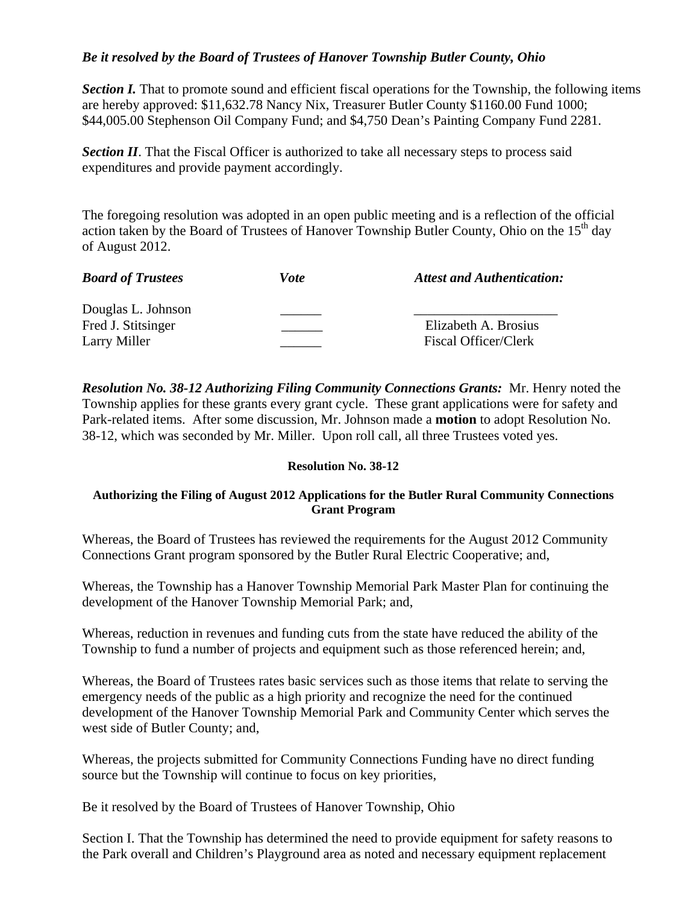***Be it resolved by the Board of Trustees of Hanover Township Butler County, Ohio***

***Section I.*** That to promote sound and efficient fiscal operations for the Township, the following items are hereby approved: $11,632.78 Nancy Nix, Treasurer Butler County $1160.00 Fund 1000; $44,005.00 Stephenson Oil Company Fund; and $4,750 Dean's Painting Company Fund 2281.

***Section II***. That the Fiscal Officer is authorized to take all necessary steps to process said expenditures and provide payment accordingly.

The foregoing resolution was adopted in an open public meeting and is a reflection of the official action taken by the Board of Trustees of Hanover Township Butler County, Ohio on the 15th day of August 2012.

| ***Board of Trustees*** | ***Vote*** | ***Attest and Authentication:*** |
|---|---|---|
| Douglas L. Johnson | ______ | _____________________ |
| Fred J. Stitsinger | ______ | Elizabeth A. Brosius |
| Larry Miller | ______ | Fiscal Officer/Clerk |

***Resolution No. 38-12 Authorizing Filing Community Connections Grants:*** Mr. Henry noted the Township applies for these grants every grant cycle. These grant applications were for safety and Park-related items. After some discussion, Mr. Johnson made a **motion** to adopt Resolution No. 38-12, which was seconded by Mr. Miller. Upon roll call, all three Trustees voted yes.

**Resolution No. 38-12**

**Authorizing the Filing of August 2012 Applications for the Butler Rural Community Connections Grant Program**

Whereas, the Board of Trustees has reviewed the requirements for the August 2012 Community Connections Grant program sponsored by the Butler Rural Electric Cooperative; and,

Whereas, the Township has a Hanover Township Memorial Park Master Plan for continuing the development of the Hanover Township Memorial Park; and,

Whereas, reduction in revenues and funding cuts from the state have reduced the ability of the Township to fund a number of projects and equipment such as those referenced herein; and,

Whereas, the Board of Trustees rates basic services such as those items that relate to serving the emergency needs of the public as a high priority and recognize the need for the continued development of the Hanover Township Memorial Park and Community Center which serves the west side of Butler County; and,

Whereas, the projects submitted for Community Connections Funding have no direct funding source but the Township will continue to focus on key priorities,

Be it resolved by the Board of Trustees of Hanover Township, Ohio

Section I. That the Township has determined the need to provide equipment for safety reasons to the Park overall and Children's Playground area as noted and necessary equipment replacement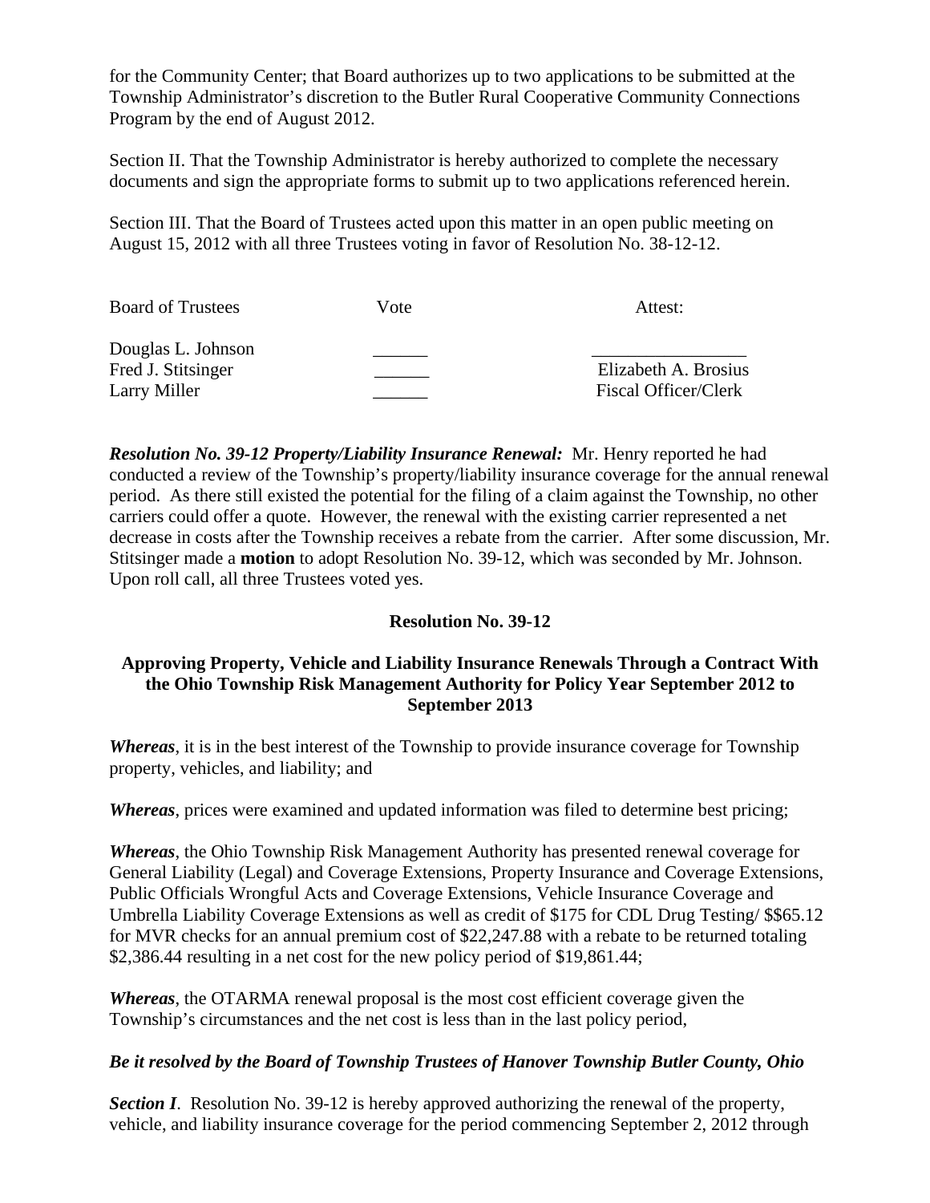for the Community Center; that Board authorizes up to two applications to be submitted at the Township Administrator's discretion to the Butler Rural Cooperative Community Connections Program by the end of August 2012.

Section II. That the Township Administrator is hereby authorized to complete the necessary documents and sign the appropriate forms to submit up to two applications referenced herein.

Section III. That the Board of Trustees acted upon this matter in an open public meeting on August 15, 2012 with all three Trustees voting in favor of Resolution No. 38-12-12.

| Board of Trustees | Vote | Attest: |
|---|---|---|
| Douglas L. Johnson | ______ | ________________ |
| Fred J. Stitsinger | ______ | Elizabeth A. Brosius |
| Larry Miller | ______ | Fiscal Officer/Clerk |

***Resolution No. 39-12 Property/Liability Insurance Renewal:*** Mr. Henry reported he had conducted a review of the Township's property/liability insurance coverage for the annual renewal period. As there still existed the potential for the filing of a claim against the Township, no other carriers could offer a quote. However, the renewal with the existing carrier represented a net decrease in costs after the Township receives a rebate from the carrier. After some discussion, Mr. Stitsinger made a **motion** to adopt Resolution No. 39-12, which was seconded by Mr. Johnson. Upon roll call, all three Trustees voted yes.

**Resolution No. 39-12**

**Approving Property, Vehicle and Liability Insurance Renewals Through a Contract With the Ohio Township Risk Management Authority for Policy Year September 2012 to September 2013**

***Whereas***, it is in the best interest of the Township to provide insurance coverage for Township property, vehicles, and liability; and

***Whereas***, prices were examined and updated information was filed to determine best pricing;

***Whereas***, the Ohio Township Risk Management Authority has presented renewal coverage for General Liability (Legal) and Coverage Extensions, Property Insurance and Coverage Extensions, Public Officials Wrongful Acts and Coverage Extensions, Vehicle Insurance Coverage and Umbrella Liability Coverage Extensions as well as credit of $175 for CDL Drug Testing/ $$65.12 for MVR checks for an annual premium cost of $22,247.88 with a rebate to be returned totaling $2,386.44 resulting in a net cost for the new policy period of $19,861.44;

***Whereas***, the OTARMA renewal proposal is the most cost efficient coverage given the Township's circumstances and the net cost is less than in the last policy period,

***Be it resolved by the Board of Township Trustees of Hanover Township Butler County, Ohio***

***Section I***. Resolution No. 39-12 is hereby approved authorizing the renewal of the property, vehicle, and liability insurance coverage for the period commencing September 2, 2012 through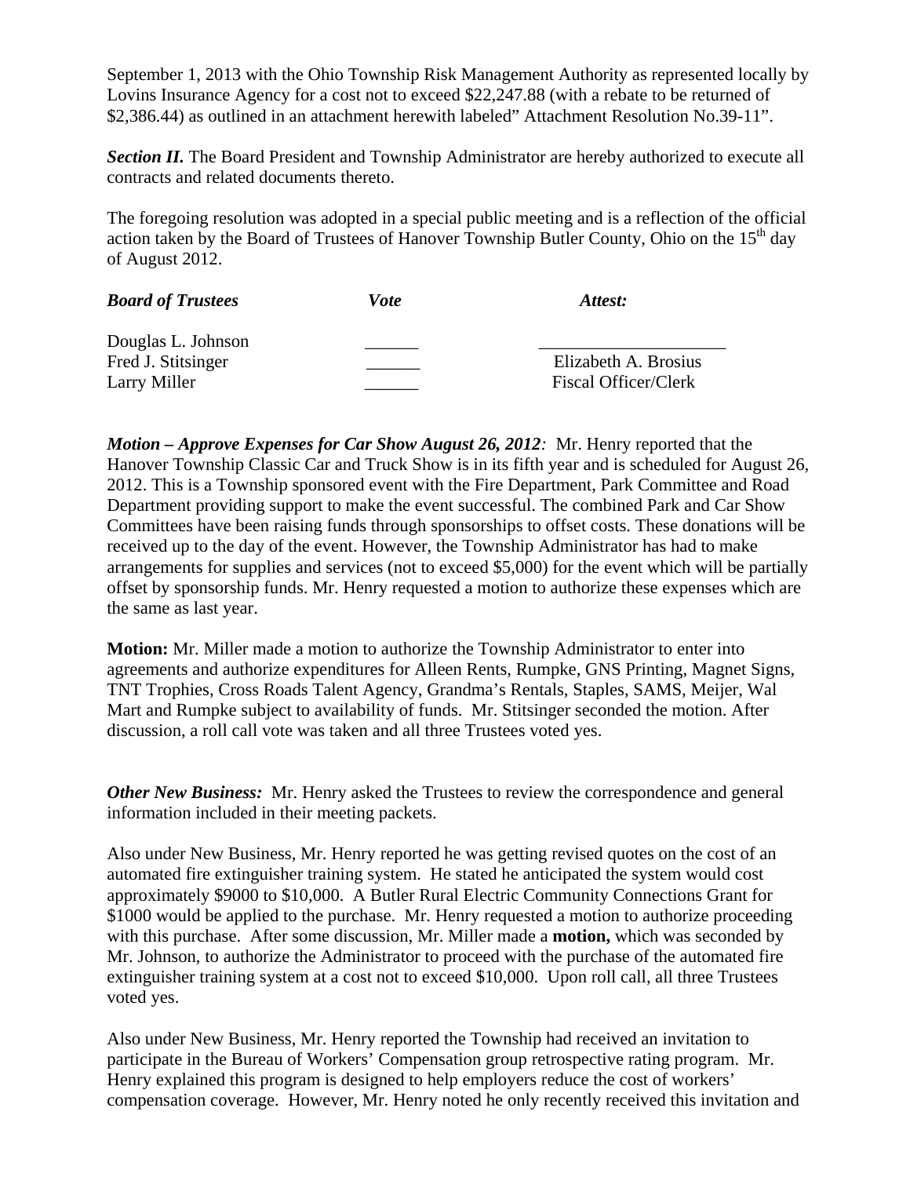September 1, 2013 with the Ohio Township Risk Management Authority as represented locally by Lovins Insurance Agency for a cost not to exceed $22,247.88 (with a rebate to be returned of $2,386.44) as outlined in an attachment herewith labeled" Attachment Resolution No.39-11".

***Section II.*** The Board President and Township Administrator are hereby authorized to execute all contracts and related documents thereto.

The foregoing resolution was adopted in a special public meeting and is a reflection of the official action taken by the Board of Trustees of Hanover Township Butler County, Ohio on the 15th day of August 2012.

| ***Board of Trustees*** | ***Vote*** | ***Attest:*** |
|---|---|---|
| Douglas L. Johnson | ______ | ____________________ |
| Fred J. Stitsinger | ______ | Elizabeth A. Brosius |
| Larry Miller | ______ | Fiscal Officer/Clerk |

***Motion – Approve Expenses for Car Show August 26, 2012:*** Mr. Henry reported that the Hanover Township Classic Car and Truck Show is in its fifth year and is scheduled for August 26, 2012. This is a Township sponsored event with the Fire Department, Park Committee and Road Department providing support to make the event successful. The combined Park and Car Show Committees have been raising funds through sponsorships to offset costs. These donations will be received up to the day of the event. However, the Township Administrator has had to make arrangements for supplies and services (not to exceed $5,000) for the event which will be partially offset by sponsorship funds. Mr. Henry requested a motion to authorize these expenses which are the same as last year.

**Motion:** Mr. Miller made a motion to authorize the Township Administrator to enter into agreements and authorize expenditures for Alleen Rents, Rumpke, GNS Printing, Magnet Signs, TNT Trophies, Cross Roads Talent Agency, Grandma's Rentals, Staples, SAMS, Meijer, Wal Mart and Rumpke subject to availability of funds. Mr. Stitsinger seconded the motion. After discussion, a roll call vote was taken and all three Trustees voted yes.

***Other New Business:*** Mr. Henry asked the Trustees to review the correspondence and general information included in their meeting packets.

Also under New Business, Mr. Henry reported he was getting revised quotes on the cost of an automated fire extinguisher training system. He stated he anticipated the system would cost approximately $9000 to $10,000. A Butler Rural Electric Community Connections Grant for $1000 would be applied to the purchase. Mr. Henry requested a motion to authorize proceeding with this purchase. After some discussion, Mr. Miller made a **motion,** which was seconded by Mr. Johnson, to authorize the Administrator to proceed with the purchase of the automated fire extinguisher training system at a cost not to exceed $10,000. Upon roll call, all three Trustees voted yes.

Also under New Business, Mr. Henry reported the Township had received an invitation to participate in the Bureau of Workers' Compensation group retrospective rating program. Mr. Henry explained this program is designed to help employers reduce the cost of workers' compensation coverage. However, Mr. Henry noted he only recently received this invitation and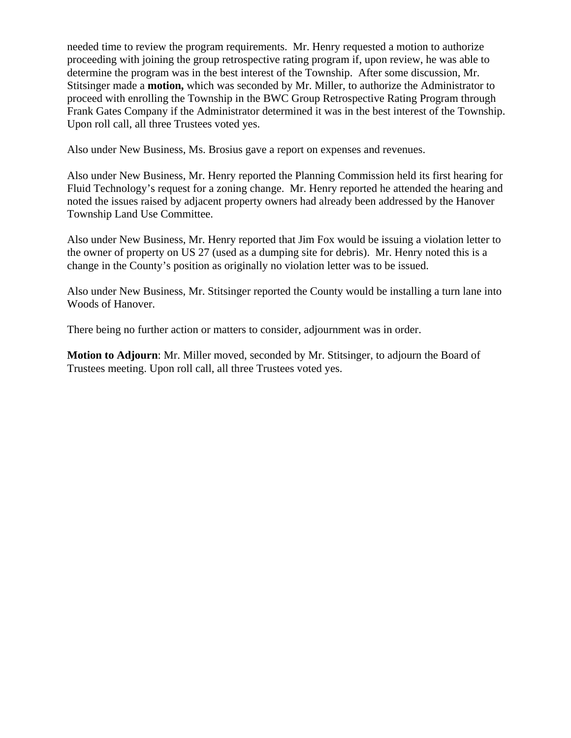needed time to review the program requirements.  Mr. Henry requested a motion to authorize proceeding with joining the group retrospective rating program if, upon review, he was able to determine the program was in the best interest of the Township.  After some discussion, Mr. Stitsinger made a **motion,** which was seconded by Mr. Miller, to authorize the Administrator to proceed with enrolling the Township in the BWC Group Retrospective Rating Program through Frank Gates Company if the Administrator determined it was in the best interest of the Township. Upon roll call, all three Trustees voted yes.

Also under New Business, Ms. Brosius gave a report on expenses and revenues.

Also under New Business, Mr. Henry reported the Planning Commission held its first hearing for Fluid Technology's request for a zoning change.  Mr. Henry reported he attended the hearing and noted the issues raised by adjacent property owners had already been addressed by the Hanover Township Land Use Committee.

Also under New Business, Mr. Henry reported that Jim Fox would be issuing a violation letter to the owner of property on US 27 (used as a dumping site for debris).  Mr. Henry noted this is a change in the County's position as originally no violation letter was to be issued.

Also under New Business, Mr. Stitsinger reported the County would be installing a turn lane into Woods of Hanover.

There being no further action or matters to consider, adjournment was in order.

**Motion to Adjourn**: Mr. Miller moved, seconded by Mr. Stitsinger, to adjourn the Board of Trustees meeting. Upon roll call, all three Trustees voted yes.